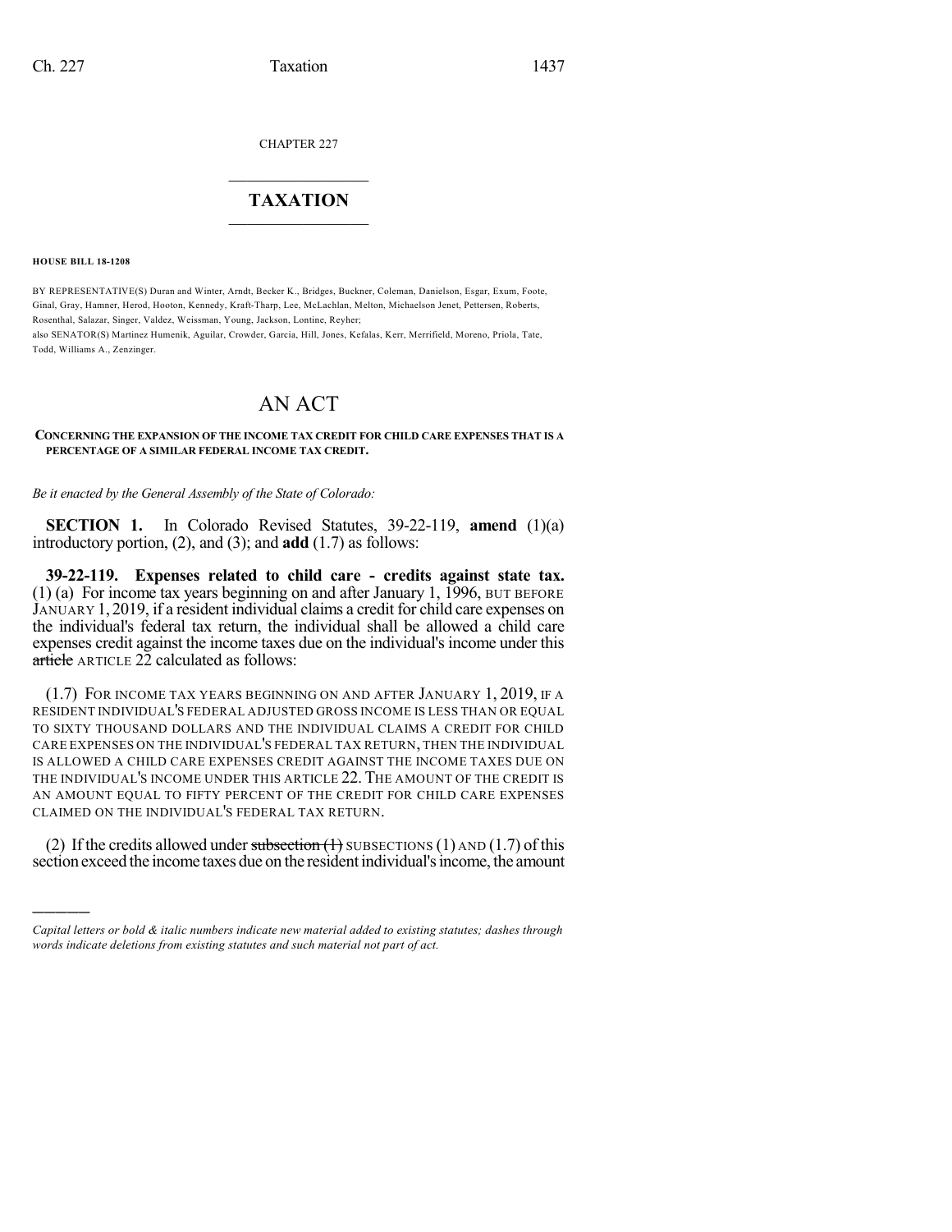CHAPTER 227

# TAXATION

**HOUSE BILL 18-1208**

BY REPRESENTATIVE(S) Duran and Winter, Arndt, Becker K., Bridges, Buckner, Coleman, Danielson, Esgar, Exum, Foote, Ginal, Gray, Hamner, Herod, Hooton, Kennedy, Kraft-Tharp, Lee, McLachlan, Melton, Michaelson Jenet, Pettersen, Roberts, Rosenthal, Salazar, Singer, Valdez, Weissman, Young, Jackson, Lontine, Reyher;
also SENATOR(S) Martinez Humenik, Aguilar, Crowder, Garcia, Hill, Jones, Kefalas, Kerr, Merrifield, Moreno, Priola, Tate, Todd, Williams A., Zenzinger.

# AN ACT

**CONCERNING THE EXPANSION OF THE INCOME TAX CREDIT FOR CHILD CARE EXPENSES THAT IS A PERCENTAGE OF A SIMILAR FEDERAL INCOME TAX CREDIT.**

*Be it enacted by the General Assembly of the State of Colorado:*

**SECTION 1.** In Colorado Revised Statutes, 39-22-119, **amend** (1)(a) introductory portion, (2), and (3); and **add** (1.7) as follows:

**39-22-119. Expenses related to child care - credits against state tax.** (1) (a) For income tax years beginning on and after January 1, 1996, BUT BEFORE JANUARY 1, 2019, if a resident individual claims a credit for child care expenses on the individual's federal tax return, the individual shall be allowed a child care expenses credit against the income taxes due on the individual's income under this ~~article~~ ARTICLE 22 calculated as follows:

(1.7) FOR INCOME TAX YEARS BEGINNING ON AND AFTER JANUARY 1, 2019, IF A RESIDENT INDIVIDUAL'S FEDERAL ADJUSTED GROSS INCOME IS LESS THAN OR EQUAL TO SIXTY THOUSAND DOLLARS AND THE INDIVIDUAL CLAIMS A CREDIT FOR CHILD CARE EXPENSES ON THE INDIVIDUAL'S FEDERAL TAX RETURN, THEN THE INDIVIDUAL IS ALLOWED A CHILD CARE EXPENSES CREDIT AGAINST THE INCOME TAXES DUE ON THE INDIVIDUAL'S INCOME UNDER THIS ARTICLE 22. THE AMOUNT OF THE CREDIT IS AN AMOUNT EQUAL TO FIFTY PERCENT OF THE CREDIT FOR CHILD CARE EXPENSES CLAIMED ON THE INDIVIDUAL'S FEDERAL TAX RETURN.

(2) If the credits allowed under ~~subsection (1)~~ SUBSECTIONS (1) AND (1.7) of this section exceed the income taxes due on the resident individual's income, the amount

---

*Capital letters or bold & italic numbers indicate new material added to existing statutes; dashes through words indicate deletions from existing statutes and such material not part of act.*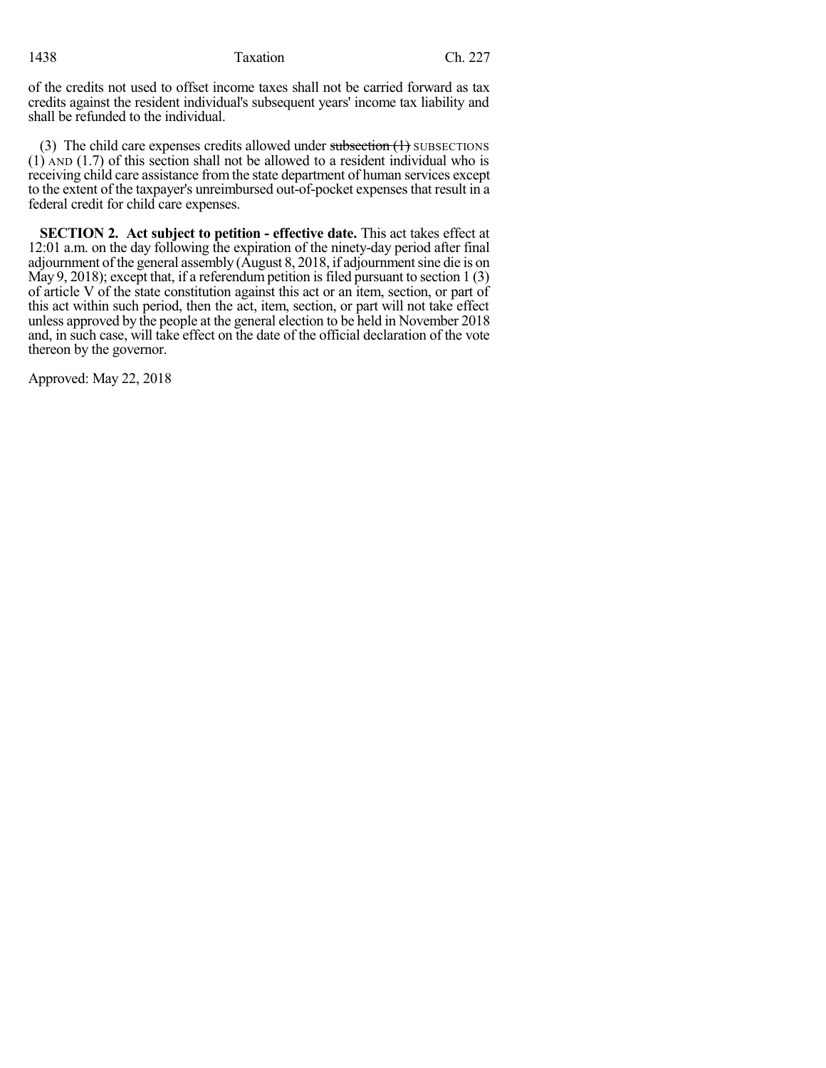of the credits not used to offset income taxes shall not be carried forward as tax credits against the resident individual's subsequent years' income tax liability and shall be refunded to the individual.

(3) The child care expenses credits allowed under ~~subsection (1)~~ SUBSECTIONS (1) AND (1.7) of this section shall not be allowed to a resident individual who is receiving child care assistance from the state department of human services except to the extent of the taxpayer's unreimbursed out-of-pocket expenses that result in a federal credit for child care expenses.

**SECTION 2. Act subject to petition - effective date.** This act takes effect at 12:01 a.m. on the day following the expiration of the ninety-day period after final adjournment of the general assembly (August 8, 2018, if adjournment sine die is on May 9, 2018); except that, if a referendum petition is filed pursuant to section 1 (3) of article V of the state constitution against this act or an item, section, or part of this act within such period, then the act, item, section, or part will not take effect unless approved by the people at the general election to be held in November 2018 and, in such case, will take effect on the date of the official declaration of the vote thereon by the governor.

Approved: May 22, 2018